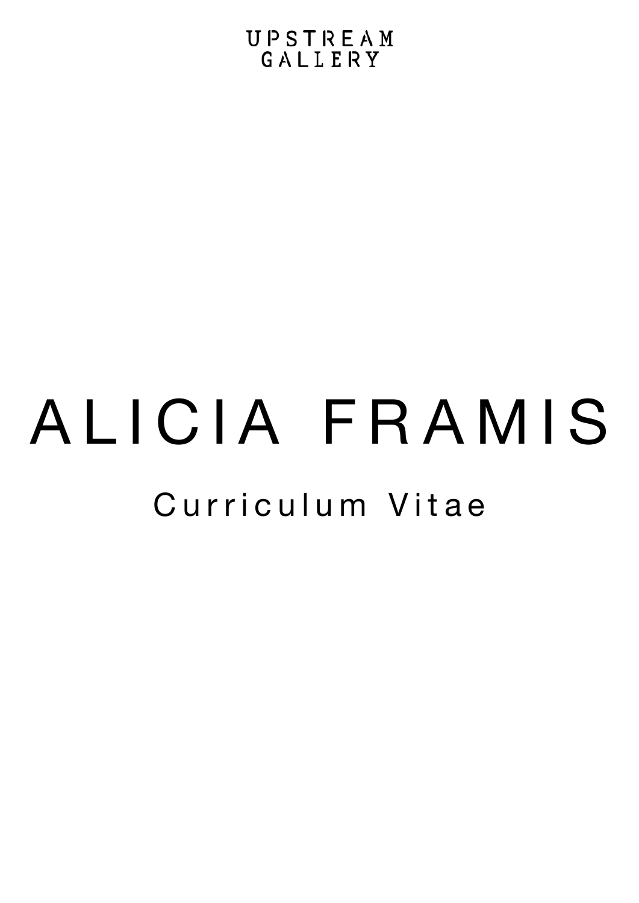UPSTREAM GALLERY

# ALICIA FRAMIS

## Curriculum Vitae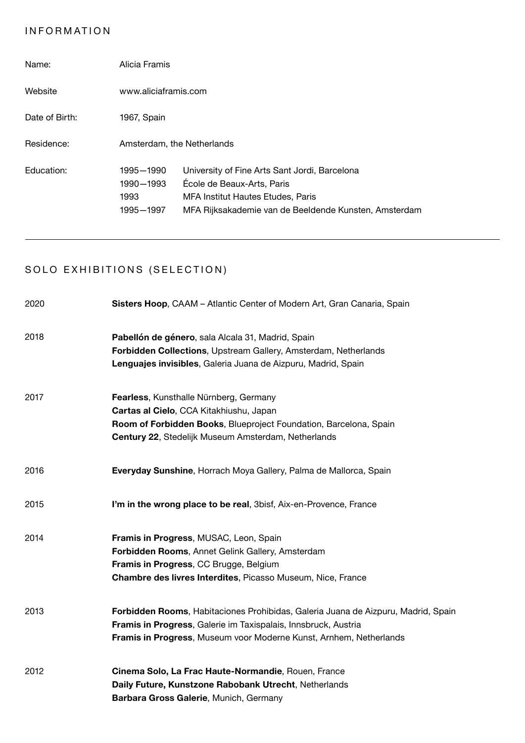## INFORMATION

| | | |
|---|---|---|
| Name: | Alicia Framis | |
| Website | www.aliciaframis.com | |
| Date of Birth: | 1967, Spain | |
| Residence: | Amsterdam, the Netherlands | |
| Education: | 1995—1990 | University of Fine Arts Sant Jordi, Barcelona |
| | 1990—1993 | École de Beaux-Arts, Paris |
| | 1993 | MFA Institut Hautes Etudes, Paris |
| | 1995—1997 | MFA Rijksakademie van de Beeldende Kunsten, Amsterdam |

---

## SOLO EXHIBITIONS (SELECTION)

2020

**Sisters Hoop**, CAAM – Atlantic Center of Modern Art, Gran Canaria, Spain

2018

**Pabellón de género**, sala Alcala 31, Madrid, Spain
**Forbidden Collections**, Upstream Gallery, Amsterdam, Netherlands
**Lenguajes invisibles**, Galeria Juana de Aizpuru, Madrid, Spain

2017

**Fearless**, Kunsthalle Nürnberg, Germany
**Cartas al Cielo**, CCA Kitakhiushu, Japan
**Room of Forbidden Books**, Blueproject Foundation, Barcelona, Spain
**Century 22**, Stedelijk Museum Amsterdam, Netherlands

2016

**Everyday Sunshine**, Horrach Moya Gallery, Palma de Mallorca, Spain

2015

**I'm in the wrong place to be real**, 3bisf, Aix-en-Provence, France

2014

**Framis in Progress**, MUSAC, Leon, Spain
**Forbidden Rooms**, Annet Gelink Gallery, Amsterdam
**Framis in Progress**, CC Brugge, Belgium
**Chambre des livres Interdites**, Picasso Museum, Nice, France

2013

**Forbidden Rooms**, Habitaciones Prohibidas, Galeria Juana de Aizpuru, Madrid, Spain
**Framis in Progress**, Galerie im Taxispalais, Innsbruck, Austria
**Framis in Progress**, Museum voor Moderne Kunst, Arnhem, Netherlands

2012

**Cinema Solo, La Frac Haute-Normandie**, Rouen, France
**Daily Future, Kunstzone Rabobank Utrecht**, Netherlands
**Barbara Gross Galerie**, Munich, Germany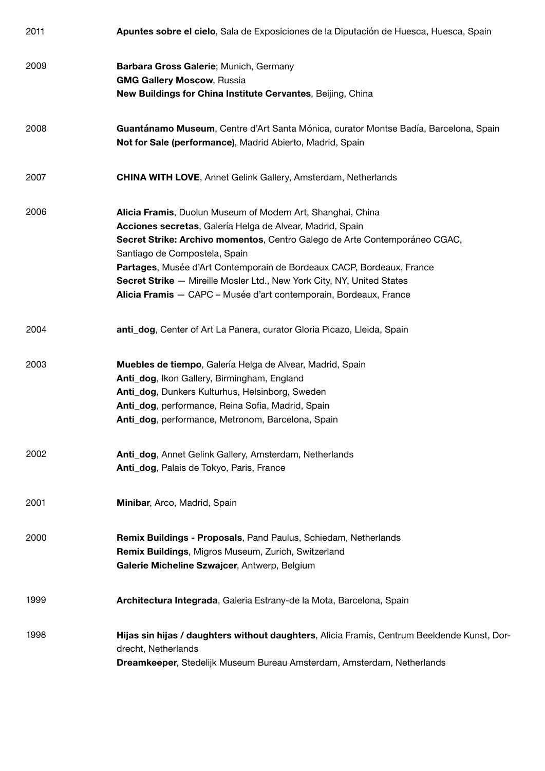2011 **Apuntes sobre el cielo**, Sala de Exposiciones de la Diputación de Huesca, Huesca, Spain

2009 **Barbara Gross Galerie**; Munich, Germany
**GMG Gallery Moscow**, Russia
**New Buildings for China Institute Cervantes**, Beijing, China

2008 **Guantánamo Museum**, Centre d'Art Santa Mónica, curator Montse Badía, Barcelona, Spain
**Not for Sale (performance)**, Madrid Abierto, Madrid, Spain

2007 **CHINA WITH LOVE**, Annet Gelink Gallery, Amsterdam, Netherlands

2006 **Alicia Framis**, Duolun Museum of Modern Art, Shanghai, China
**Acciones secretas**, Galería Helga de Alvear, Madrid, Spain
**Secret Strike: Archivo momentos**, Centro Galego de Arte Contemporáneo CGAC, Santiago de Compostela, Spain
**Partages**, Musée d'Art Contemporain de Bordeaux CACP, Bordeaux, France
**Secret Strike** — Mireille Mosler Ltd., New York City, NY, United States
**Alicia Framis** — CAPC – Musée d'art contemporain, Bordeaux, France

2004 **anti_dog**, Center of Art La Panera, curator Gloria Picazo, Lleida, Spain

2003 **Muebles de tiempo**, Galería Helga de Alvear, Madrid, Spain
**Anti_dog**, Ikon Gallery, Birmingham, England
**Anti_dog**, Dunkers Kulturhus, Helsinborg, Sweden
**Anti_dog**, performance, Reina Sofia, Madrid, Spain
**Anti_dog**, performance, Metronom, Barcelona, Spain

2002 **Anti_dog**, Annet Gelink Gallery, Amsterdam, Netherlands
**Anti_dog**, Palais de Tokyo, Paris, France

2001 **Minibar**, Arco, Madrid, Spain

2000 **Remix Buildings - Proposals**, Pand Paulus, Schiedam, Netherlands
**Remix Buildings**, Migros Museum, Zurich, Switzerland
**Galerie Micheline Szwajcer**, Antwerp, Belgium

1999 **Architectura Integrada**, Galeria Estrany-de la Mota, Barcelona, Spain

1998 **Hijas sin hijas / daughters without daughters**, Alicia Framis, Centrum Beeldende Kunst, Dordrecht, Netherlands
**Dreamkeeper**, Stedelijk Museum Bureau Amsterdam, Amsterdam, Netherlands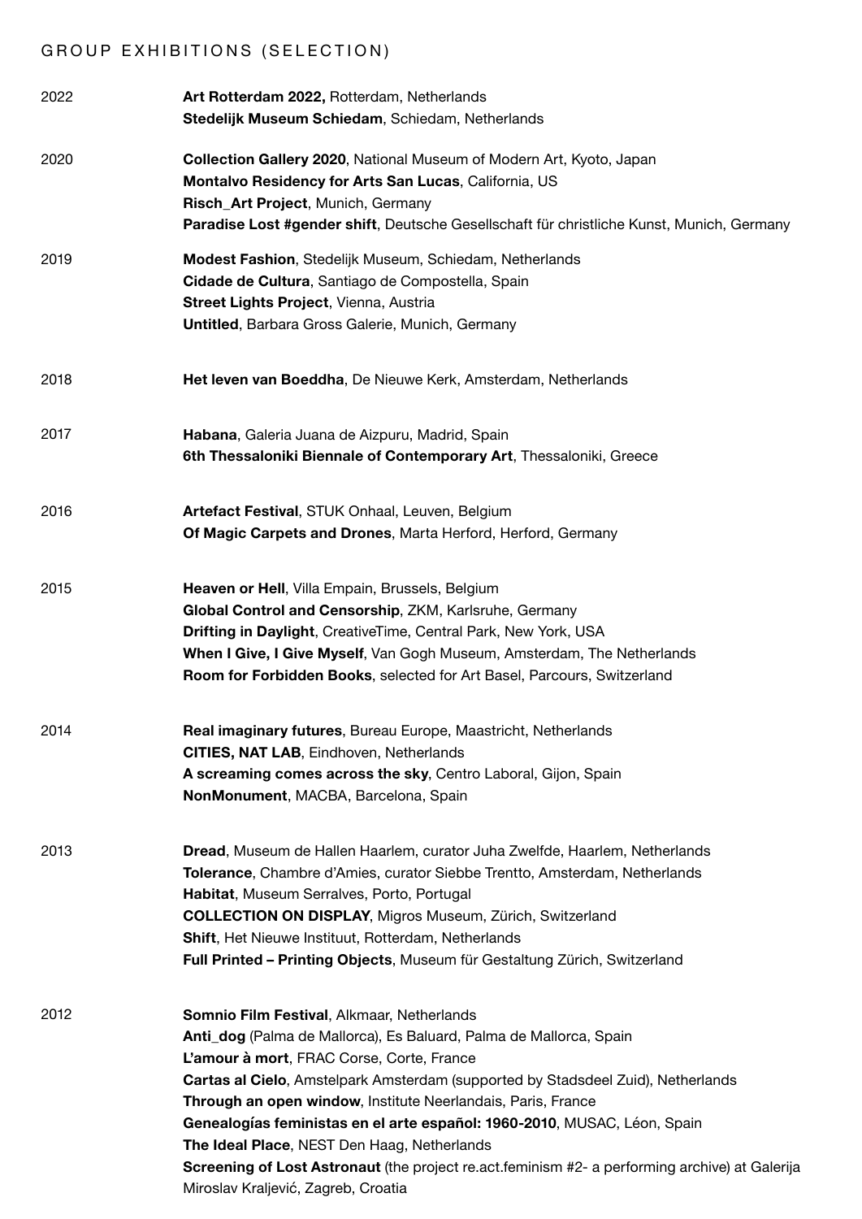## GROUP EXHIBITIONS (SELECTION)

2022

**Art Rotterdam 2022,** Rotterdam, Netherlands
**Stedelijk Museum Schiedam**, Schiedam, Netherlands

2020

**Collection Gallery 2020**, National Museum of Modern Art, Kyoto, Japan
**Montalvo Residency for Arts San Lucas**, California, US
**Risch_Art Project**, Munich, Germany
**Paradise Lost #gender shift**, Deutsche Gesellschaft für christliche Kunst, Munich, Germany

2019

**Modest Fashion**, Stedelijk Museum, Schiedam, Netherlands
**Cidade de Cultura**, Santiago de Compostella, Spain
**Street Lights Project**, Vienna, Austria
**Untitled**, Barbara Gross Galerie, Munich, Germany

2018

**Het leven van Boeddha**, De Nieuwe Kerk, Amsterdam, Netherlands

2017

**Habana**, Galeria Juana de Aizpuru, Madrid, Spain
**6th Thessaloniki Biennale of Contemporary Art**, Thessaloniki, Greece

2016

**Artefact Festival**, STUK Onhaal, Leuven, Belgium
**Of Magic Carpets and Drones**, Marta Herford, Herford, Germany

2015

**Heaven or Hell**, Villa Empain, Brussels, Belgium
**Global Control and Censorship**, ZKM, Karlsruhe, Germany
**Drifting in Daylight**, CreativeTime, Central Park, New York, USA
**When I Give, I Give Myself**, Van Gogh Museum, Amsterdam, The Netherlands
**Room for Forbidden Books**, selected for Art Basel, Parcours, Switzerland

2014

**Real imaginary futures**, Bureau Europe, Maastricht, Netherlands
**CITIES, NAT LAB**, Eindhoven, Netherlands
**A screaming comes across the sky**, Centro Laboral, Gijon, Spain
**NonMonument**, MACBA, Barcelona, Spain

2013

**Dread**, Museum de Hallen Haarlem, curator Juha Zwelfde, Haarlem, Netherlands
**Tolerance**, Chambre d'Amies, curator Siebbe Trentto, Amsterdam, Netherlands
**Habitat**, Museum Serralves, Porto, Portugal
**COLLECTION ON DISPLAY**, Migros Museum, Zürich, Switzerland
**Shift**, Het Nieuwe Instituut, Rotterdam, Netherlands
**Full Printed – Printing Objects**, Museum für Gestaltung Zürich, Switzerland

2012

**Somnio Film Festival**, Alkmaar, Netherlands
**Anti_dog** (Palma de Mallorca), Es Baluard, Palma de Mallorca, Spain
**L'amour à mort**, FRAC Corse, Corte, France
**Cartas al Cielo**, Amstelpark Amsterdam (supported by Stadsdeel Zuid), Netherlands
**Through an open window**, Institute Neerlandais, Paris, France
**Genealogías feministas en el arte español: 1960-2010**, MUSAC, Léon, Spain
**The Ideal Place**, NEST Den Haag, Netherlands
**Screening of Lost Astronaut** (the project re.act.feminism #2- a performing archive) at Galerija Miroslav Kraljević, Zagreb, Croatia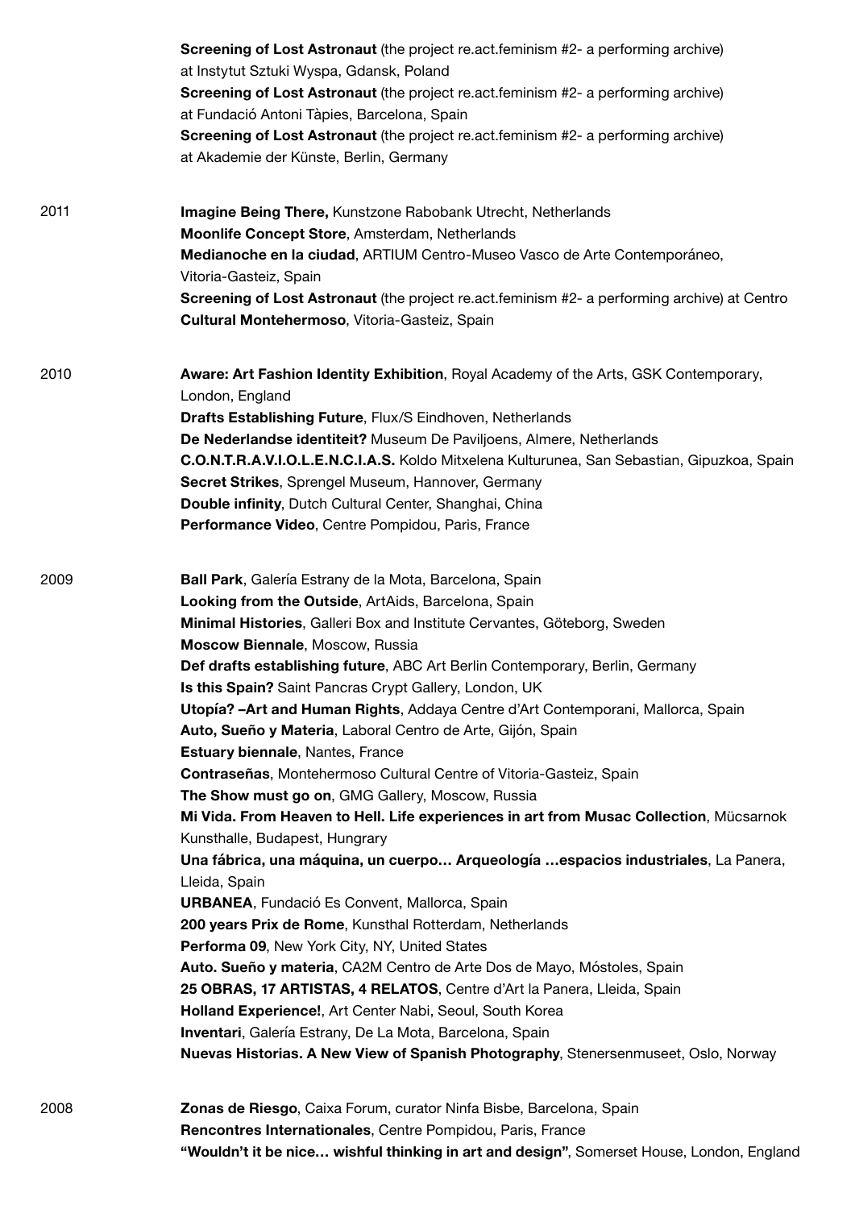**Screening of Lost Astronaut** (the project re.act.feminism #2- a performing archive) at Instytut Sztuki Wyspa, Gdansk, Poland
**Screening of Lost Astronaut** (the project re.act.feminism #2- a performing archive) at Fundació Antoni Tàpies, Barcelona, Spain
**Screening of Lost Astronaut** (the project re.act.feminism #2- a performing archive) at Akademie der Künste, Berlin, Germany

2011

**Imagine Being There,** Kunstzone Rabobank Utrecht, Netherlands
**Moonlife Concept Store**, Amsterdam, Netherlands
**Medianoche en la ciudad**, ARTIUM Centro-Museo Vasco de Arte Contemporáneo, Vitoria-Gasteiz, Spain
**Screening of Lost Astronaut** (the project re.act.feminism #2- a performing archive) at Centro **Cultural Montehermoso**, Vitoria-Gasteiz, Spain

2010

**Aware: Art Fashion Identity Exhibition**, Royal Academy of the Arts, GSK Contemporary, London, England
**Drafts Establishing Future**, Flux/S Eindhoven, Netherlands
**De Nederlandse identiteit?** Museum De Paviljoens, Almere, Netherlands
**C.O.N.T.R.A.V.I.O.L.E.N.C.I.A.S.** Koldo Mitxelena Kulturunea, San Sebastian, Gipuzkoa, Spain
**Secret Strikes**, Sprengel Museum, Hannover, Germany
**Double infinity**, Dutch Cultural Center, Shanghai, China
**Performance Video**, Centre Pompidou, Paris, France

2009

**Ball Park**, Galería Estrany de la Mota, Barcelona, Spain
**Looking from the Outside**, ArtAids, Barcelona, Spain
**Minimal Histories**, Galleri Box and Institute Cervantes, Göteborg, Sweden
**Moscow Biennale**, Moscow, Russia
**Def drafts establishing future**, ABC Art Berlin Contemporary, Berlin, Germany
**Is this Spain?** Saint Pancras Crypt Gallery, London, UK
**Utopía? –Art and Human Rights**, Addaya Centre d'Art Contemporani, Mallorca, Spain
**Auto, Sueño y Materia**, Laboral Centro de Arte, Gijón, Spain
**Estuary biennale**, Nantes, France
**Contraseñas**, Montehermoso Cultural Centre of Vitoria-Gasteiz, Spain
**The Show must go on**, GMG Gallery, Moscow, Russia
**Mi Vida. From Heaven to Hell. Life experiences in art from Musac Collection**, Mücsarnok Kunsthalle, Budapest, Hungrary
**Una fábrica, una máquina, un cuerpo… Arqueología …espacios industriales**, La Panera, Lleida, Spain
**URBANEA**, Fundació Es Convent, Mallorca, Spain
**200 years Prix de Rome**, Kunsthal Rotterdam, Netherlands
**Performa 09**, New York City, NY, United States
**Auto. Sueño y materia**, CA2M Centro de Arte Dos de Mayo, Móstoles, Spain
**25 OBRAS, 17 ARTISTAS, 4 RELATOS**, Centre d'Art la Panera, Lleida, Spain
**Holland Experience!**, Art Center Nabi, Seoul, South Korea
**Inventari**, Galería Estrany, De La Mota, Barcelona, Spain
**Nuevas Historias. A New View of Spanish Photography**, Stenersenmuseet, Oslo, Norway

2008

**Zonas de Riesgo**, Caixa Forum, curator Ninfa Bisbe, Barcelona, Spain
**Rencontres Internationales**, Centre Pompidou, Paris, France
**"Wouldn't it be nice… wishful thinking in art and design"**, Somerset House, London, England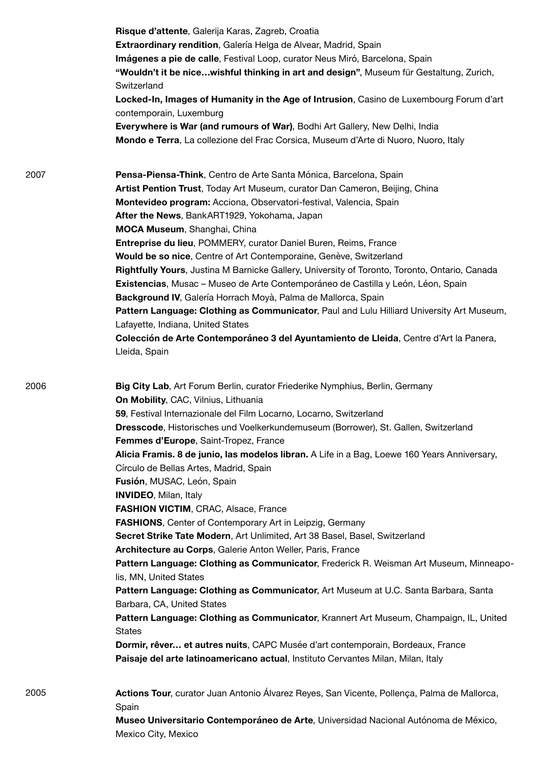**Risque d'attente**, Galerija Karas, Zagreb, Croatia
**Extraordinary rendition**, Galería Helga de Alvear, Madrid, Spain
**Imágenes a pie de calle**, Festival Loop, curator Neus Miró, Barcelona, Spain
**"Wouldn't it be nice…wishful thinking in art and design"**, Museum für Gestaltung, Zurich, Switzerland
**Locked-In, Images of Humanity in the Age of Intrusion**, Casino de Luxembourg Forum d'art contemporain, Luxemburg
**Everywhere is War (and rumours of War)**, Bodhi Art Gallery, New Delhi, India
**Mondo e Terra**, La collezione del Frac Corsica, Museum d'Arte di Nuoro, Nuoro, Italy

2007

**Pensa-Piensa-Think**, Centro de Arte Santa Mónica, Barcelona, Spain
**Artist Pention Trust**, Today Art Museum, curator Dan Cameron, Beijing, China
**Montevideo program:** Acciona, Observatori-festival, Valencia, Spain
**After the News**, BankART1929, Yokohama, Japan
**MOCA Museum**, Shanghai, China
**Entreprise du lieu**, POMMERY, curator Daniel Buren, Reims, France
**Would be so nice**, Centre of Art Contemporaine, Genève, Switzerland
**Rightfully Yours**, Justina M Barnicke Gallery, University of Toronto, Toronto, Ontario, Canada
**Existencias**, Musac – Museo de Arte Contemporáneo de Castilla y León, Léon, Spain
**Background IV**, Galería Horrach Moyà, Palma de Mallorca, Spain
**Pattern Language: Clothing as Communicator**, Paul and Lulu Hilliard University Art Museum, Lafayette, Indiana, United States
**Colección de Arte Contemporáneo 3 del Ayuntamiento de Lleida**, Centre d'Art la Panera, Lleida, Spain

2006

**Big City Lab**, Art Forum Berlin, curator Friederike Nymphius, Berlin, Germany
**On Mobility**, CAC, Vilnius, Lithuania
**59**, Festival Internazionale del Film Locarno, Locarno, Switzerland
**Dresscode**, Historisches und Voelkerkundemuseum (Borrower), St. Gallen, Switzerland
**Femmes d'Europe**, Saint-Tropez, France
**Alicia Framis. 8 de junio, las modelos libran.** A Life in a Bag, Loewe 160 Years Anniversary, Círculo de Bellas Artes, Madrid, Spain
**Fusión**, MUSAC, León, Spain
**INVIDEO**, Milan, Italy
**FASHION VICTIM**, CRAC, Alsace, France
**FASHIONS**, Center of Contemporary Art in Leipzig, Germany
**Secret Strike Tate Modern**, Art Unlimited, Art 38 Basel, Basel, Switzerland
**Architecture au Corps**, Galerie Anton Weller, Paris, France
**Pattern Language: Clothing as Communicator**, Frederick R. Weisman Art Museum, Minneapolis, MN, United States
**Pattern Language: Clothing as Communicator**, Art Museum at U.C. Santa Barbara, Santa Barbara, CA, United States
**Pattern Language: Clothing as Communicator**, Krannert Art Museum, Champaign, IL, United States
**Dormir, rêver… et autres nuits**, CAPC Musée d'art contemporain, Bordeaux, France
**Paisaje del arte latinoamericano actual**, Instituto Cervantes Milan, Milan, Italy

2005

**Actions Tour**, curator Juan Antonio Álvarez Reyes, San Vicente, Pollença, Palma de Mallorca, Spain
**Museo Universitario Contemporáneo de Arte**, Universidad Nacional Autónoma de México, Mexico City, Mexico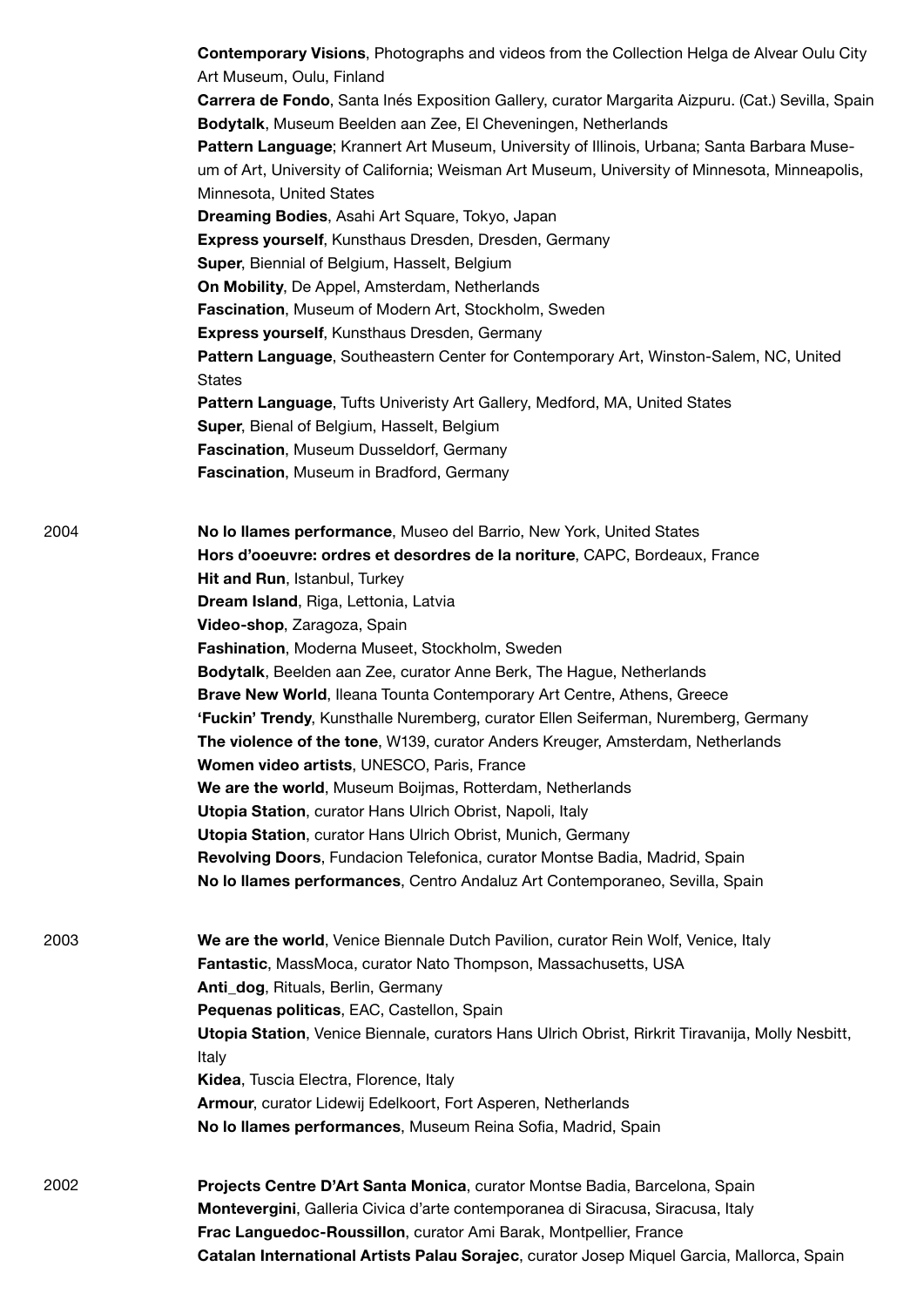**Contemporary Visions**, Photographs and videos from the Collection Helga de Alvear Oulu City Art Museum, Oulu, Finland
**Carrera de Fondo**, Santa Inés Exposition Gallery, curator Margarita Aizpuru. (Cat.) Sevilla, Spain
**Bodytalk**, Museum Beelden aan Zee, El Cheveningen, Netherlands
**Pattern Language**; Krannert Art Museum, University of Illinois, Urbana; Santa Barbara Museum of Art, University of California; Weisman Art Museum, University of Minnesota, Minneapolis, Minnesota, United States
**Dreaming Bodies**, Asahi Art Square, Tokyo, Japan
**Express yourself**, Kunsthaus Dresden, Dresden, Germany
**Super**, Biennial of Belgium, Hasselt, Belgium
**On Mobility**, De Appel, Amsterdam, Netherlands
**Fascination**, Museum of Modern Art, Stockholm, Sweden
**Express yourself**, Kunsthaus Dresden, Germany
**Pattern Language**, Southeastern Center for Contemporary Art, Winston-Salem, NC, United States
**Pattern Language**, Tufts Univeristy Art Gallery, Medford, MA, United States
**Super**, Bienal of Belgium, Hasselt, Belgium
**Fascination**, Museum Dusseldorf, Germany
**Fascination**, Museum in Bradford, Germany

2004

**No lo llames performance**, Museo del Barrio, New York, United States
**Hors d'ooeuvre: ordres et desordres de la noriture**, CAPC, Bordeaux, France
**Hit and Run**, Istanbul, Turkey
**Dream Island**, Riga, Lettonia, Latvia
**Video-shop**, Zaragoza, Spain
**Fashination**, Moderna Museet, Stockholm, Sweden
**Bodytalk**, Beelden aan Zee, curator Anne Berk, The Hague, Netherlands
**Brave New World**, Ileana Tounta Contemporary Art Centre, Athens, Greece
**'Fuckin' Trendy**, Kunsthalle Nuremberg, curator Ellen Seiferman, Nuremberg, Germany
**The violence of the tone**, W139, curator Anders Kreuger, Amsterdam, Netherlands
**Women video artists**, UNESCO, Paris, France
**We are the world**, Museum Boijmas, Rotterdam, Netherlands
**Utopia Station**, curator Hans Ulrich Obrist, Napoli, Italy
**Utopia Station**, curator Hans Ulrich Obrist, Munich, Germany
**Revolving Doors**, Fundacion Telefonica, curator Montse Badia, Madrid, Spain
**No lo llames performances**, Centro Andaluz Art Contemporaneo, Sevilla, Spain

2003

**We are the world**, Venice Biennale Dutch Pavilion, curator Rein Wolf, Venice, Italy
**Fantastic**, MassMoca, curator Nato Thompson, Massachusetts, USA
**Anti_dog**, Rituals, Berlin, Germany
**Pequenas politicas**, EAC, Castellon, Spain
**Utopia Station**, Venice Biennale, curators Hans Ulrich Obrist, Rirkrit Tiravanija, Molly Nesbitt, Italy
**Kidea**, Tuscia Electra, Florence, Italy
**Armour**, curator Lidewij Edelkoort, Fort Asperen, Netherlands
**No lo llames performances**, Museum Reina Sofia, Madrid, Spain

2002

**Projects Centre D'Art Santa Monica**, curator Montse Badia, Barcelona, Spain
**Montevergini**, Galleria Civica d'arte contemporanea di Siracusa, Siracusa, Italy
**Frac Languedoc-Roussillon**, curator Ami Barak, Montpellier, France
**Catalan International Artists Palau Sorajec**, curator Josep Miquel Garcia, Mallorca, Spain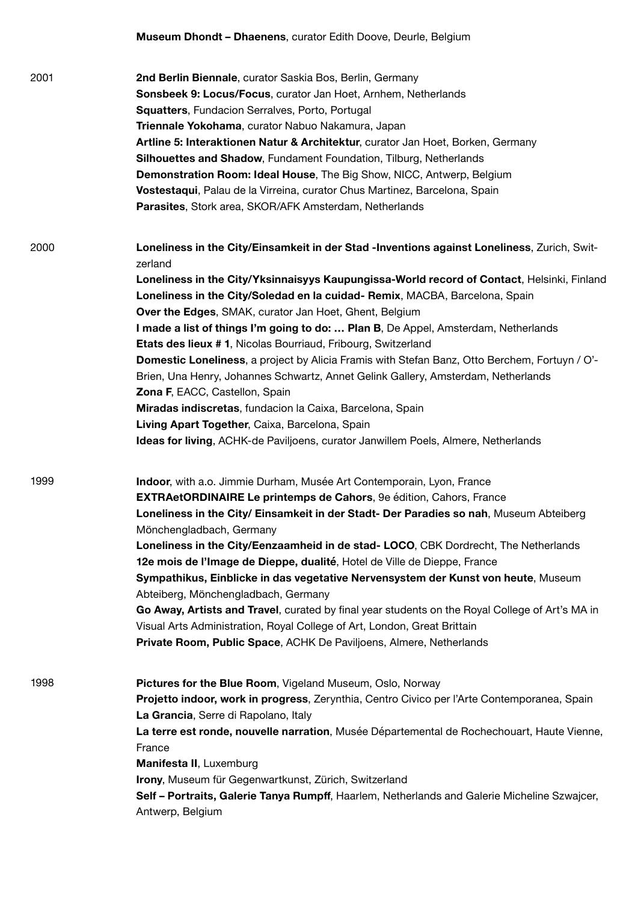**Museum Dhondt – Dhaenens**, curator Edith Doove, Deurle, Belgium

2001

**2nd Berlin Biennale**, curator Saskia Bos, Berlin, Germany
**Sonsbeek 9: Locus/Focus**, curator Jan Hoet, Arnhem, Netherlands
**Squatters**, Fundacion Serralves, Porto, Portugal
**Triennale Yokohama**, curator Nabuo Nakamura, Japan
**Artline 5: Interaktionen Natur & Architektur**, curator Jan Hoet, Borken, Germany
**Silhouettes and Shadow**, Fundament Foundation, Tilburg, Netherlands
**Demonstration Room: Ideal House**, The Big Show, NICC, Antwerp, Belgium
**Vostestaqui**, Palau de la Virreina, curator Chus Martinez, Barcelona, Spain
**Parasites**, Stork area, SKOR/AFK Amsterdam, Netherlands

2000

**Loneliness in the City/Einsamkeit in der Stad -Inventions against Loneliness**, Zurich, Switzerland
**Loneliness in the City/Yksinnaisyys Kaupungissa-World record of Contact**, Helsinki, Finland
**Loneliness in the City/Soledad en la cuidad- Remix**, MACBA, Barcelona, Spain
**Over the Edges**, SMAK, curator Jan Hoet, Ghent, Belgium
**I made a list of things I'm going to do: … Plan B**, De Appel, Amsterdam, Netherlands
**Etats des lieux # 1**, Nicolas Bourriaud, Fribourg, Switzerland
**Domestic Loneliness**, a project by Alicia Framis with Stefan Banz, Otto Berchem, Fortuyn / O'-Brien, Una Henry, Johannes Schwartz, Annet Gelink Gallery, Amsterdam, Netherlands
**Zona F**, EACC, Castellon, Spain
**Miradas indiscretas**, fundacion la Caixa, Barcelona, Spain
**Living Apart Together**, Caixa, Barcelona, Spain
**Ideas for living**, ACHK-de Paviljoens, curator Janwillem Poels, Almere, Netherlands

1999

**Indoor**, with a.o. Jimmie Durham, Musée Art Contemporain, Lyon, France
**EXTRAetORDINAIRE Le printemps de Cahors**, 9e édition, Cahors, France
**Loneliness in the City/ Einsamkeit in der Stadt- Der Paradies so nah**, Museum Abteiberg Mönchengladbach, Germany
**Loneliness in the City/Eenzaamheid in de stad- LOCO**, CBK Dordrecht, The Netherlands
**12e mois de l'Image de Dieppe, dualité**, Hotel de Ville de Dieppe, France
**Sympathikus, Einblicke in das vegetative Nervensystem der Kunst von heute**, Museum Abteiberg, Mönchengladbach, Germany
**Go Away, Artists and Travel**, curated by final year students on the Royal College of Art's MA in Visual Arts Administration, Royal College of Art, London, Great Brittain
**Private Room, Public Space**, ACHK De Paviljoens, Almere, Netherlands

1998

**Pictures for the Blue Room**, Vigeland Museum, Oslo, Norway
**Projetto indoor, work in progress**, Zerynthia, Centro Civico per l'Arte Contemporanea, Spain
**La Grancia**, Serre di Rapolano, Italy
**La terre est ronde, nouvelle narration**, Musée Départemental de Rochechouart, Haute Vienne, France
**Manifesta II**, Luxemburg
**Irony**, Museum für Gegenwartkunst, Zürich, Switzerland
**Self – Portraits, Galerie Tanya Rumpff**, Haarlem, Netherlands and Galerie Micheline Szwajcer, Antwerp, Belgium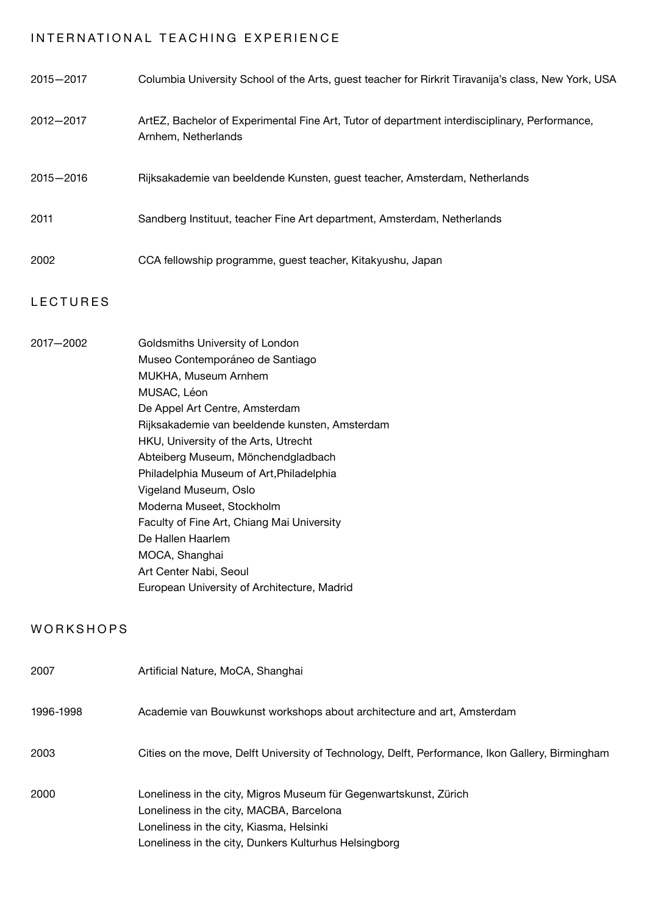## INTERNATIONAL TEACHING EXPERIENCE

| | |
|---|---|
| 2015—2017 | Columbia University School of the Arts, guest teacher for Rirkrit Tiravanija's class, New York, USA |
| 2012—2017 | ArtEZ, Bachelor of Experimental Fine Art, Tutor of department interdisciplinary, Performance, Arnhem, Netherlands |
| 2015—2016 | Rijksakademie van beeldende Kunsten, guest teacher, Amsterdam, Netherlands |
| 2011 | Sandberg Instituut, teacher Fine Art department, Amsterdam, Netherlands |
| 2002 | CCA fellowship programme, guest teacher, Kitakyushu, Japan |

## LECTURES

2017—2002

Goldsmiths University of London
Museo Contemporáneo de Santiago
MUKHA, Museum Arnhem
MUSAC, Léon
De Appel Art Centre, Amsterdam
Rijksakademie van beeldende kunsten, Amsterdam
HKU, University of the Arts, Utrecht
Abteiberg Museum, Mönchendgladbach
Philadelphia Museum of Art,Philadelphia
Vigeland Museum, Oslo
Moderna Museet, Stockholm
Faculty of Fine Art, Chiang Mai University
De Hallen Haarlem
MOCA, Shanghai
Art Center Nabi, Seoul
European University of Architecture, Madrid

## WORKSHOPS

| | |
|---|---|
| 2007 | Artificial Nature, MoCA, Shanghai |
| 1996-1998 | Academie van Bouwkunst workshops about architecture and art, Amsterdam |
| 2003 | Cities on the move, Delft University of Technology, Delft, Performance, Ikon Gallery, Birmingham |
| 2000 | Loneliness in the city, Migros Museum für Gegenwartskunst, Zürich<br>Loneliness in the city, MACBA, Barcelona<br>Loneliness in the city, Kiasma, Helsinki<br>Loneliness in the city, Dunkers Kulturhus Helsingborg |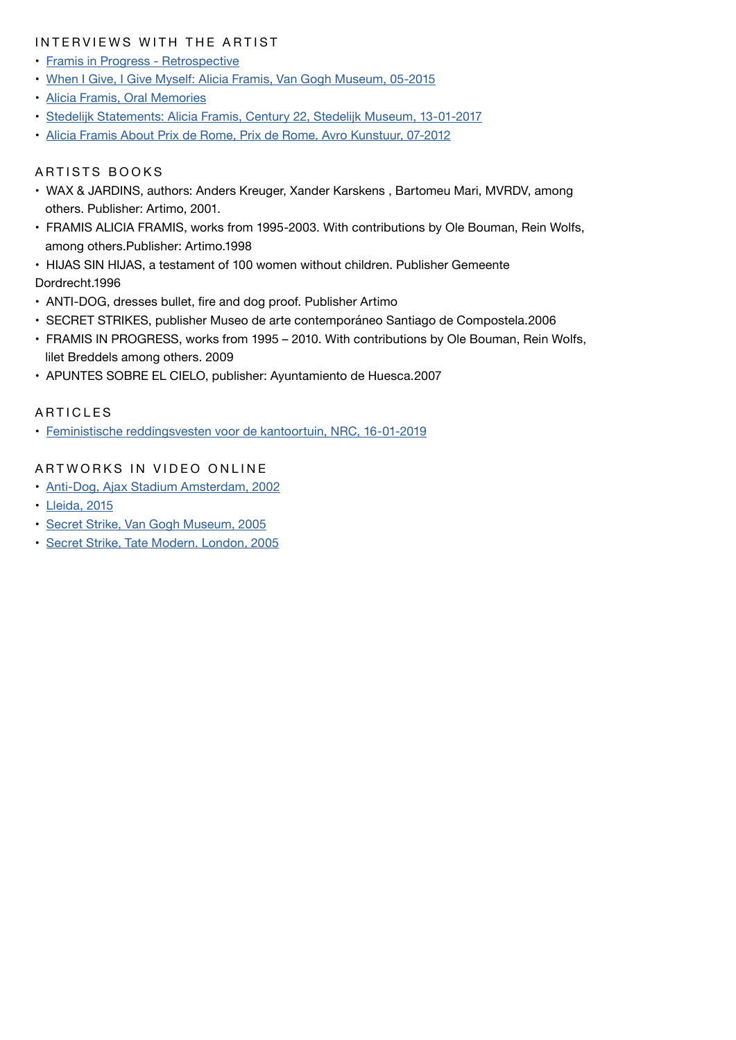## INTERVIEWS WITH THE ARTIST

- Framis in Progress - Retrospective
- When I Give, I Give Myself: Alicia Framis, Van Gogh Museum, 05-2015
- Alicia Framis, Oral Memories
- Stedelijk Statements: Alicia Framis, Century 22, Stedelijk Museum, 13-01-2017
- Alicia Framis About Prix de Rome, Prix de Rome, Avro Kunstuur, 07-2012

## ARTISTS BOOKS

- WAX & JARDINS, authors: Anders Kreuger, Xander Karskens , Bartomeu Mari, MVRDV, among others. Publisher: Artimo, 2001.
- FRAMIS ALICIA FRAMIS, works from 1995-2003. With contributions by Ole Bouman, Rein Wolfs, among others.Publisher: Artimo.1998
- HIJAS SIN HIJAS, a testament of 100 women without children. Publisher Gemeente Dordrecht.1996
- ANTI-DOG, dresses bullet, fire and dog proof. Publisher Artimo
- SECRET STRIKES, publisher Museo de arte contemporáneo Santiago de Compostela.2006
- FRAMIS IN PROGRESS, works from 1995 – 2010. With contributions by Ole Bouman, Rein Wolfs, lilet Breddels among others. 2009
- APUNTES SOBRE EL CIELO, publisher: Ayuntamiento de Huesca.2007

## ARTICLES

- Feministische reddingsvesten voor de kantoortuin, NRC, 16-01-2019

## ARTWORKS IN VIDEO ONLINE

- Anti-Dog, Ajax Stadium Amsterdam, 2002
- Lleida, 2015
- Secret Strike, Van Gogh Museum, 2005
- Secret Strike, Tate Modern. London, 2005